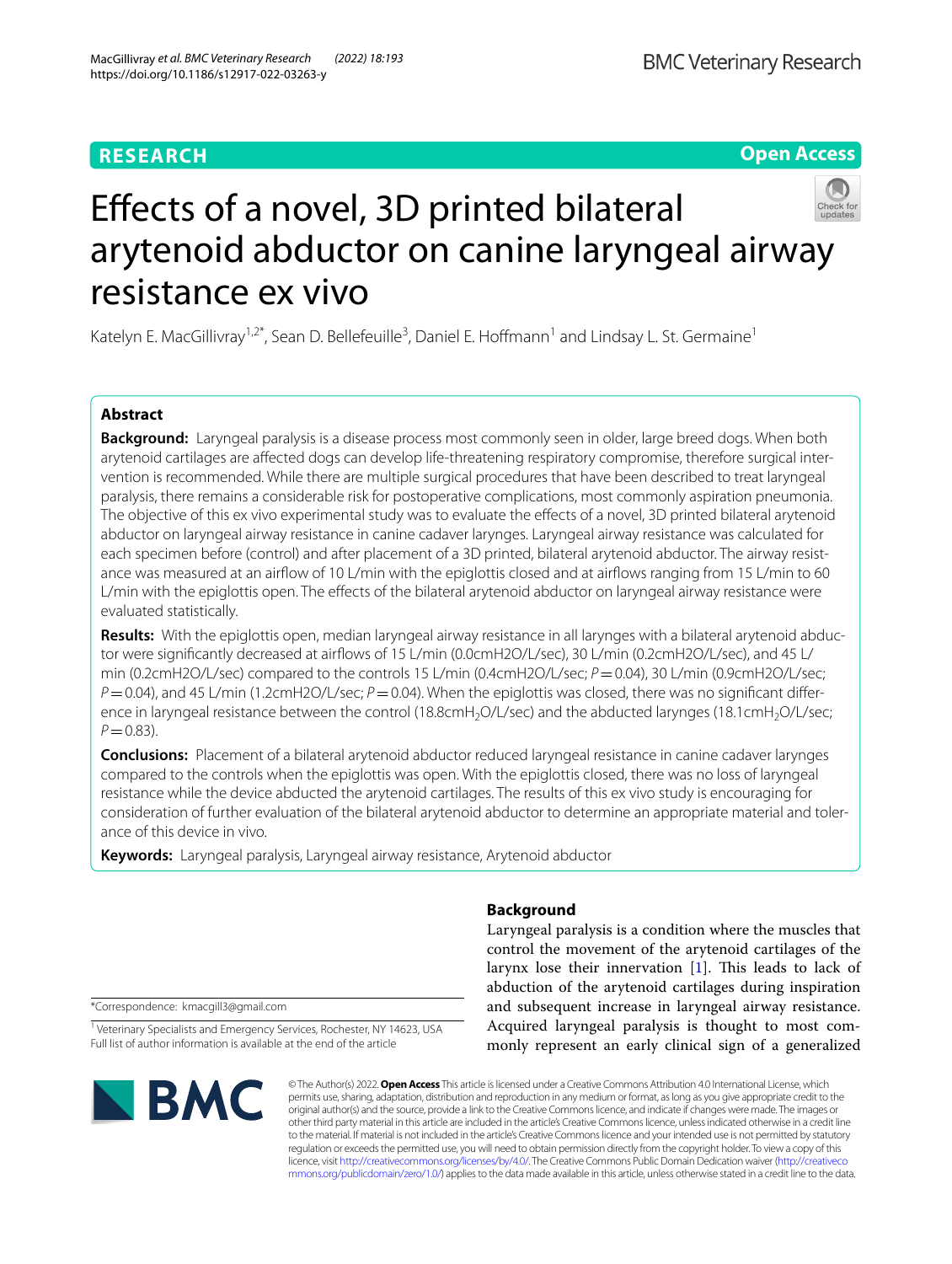RESEARCH

Open Access

# Effects of a novel, 3D printed bilateral arytenoid abductor on canine laryngeal airway resistance ex vivo

Katelyn E. MacGillivray[1,2*], Sean D. Bellefeuille[3], Daniel E. Hoffmann[1] and Lindsay L. St. Germaine[1]

## Abstract

**Background:** Laryngeal paralysis is a disease process most commonly seen in older, large breed dogs. When both arytenoid cartilages are affected dogs can develop life-threatening respiratory compromise, therefore surgical intervention is recommended. While there are multiple surgical procedures that have been described to treat laryngeal paralysis, there remains a considerable risk for postoperative complications, most commonly aspiration pneumonia. The objective of this ex vivo experimental study was to evaluate the effects of a novel, 3D printed bilateral arytenoid abductor on laryngeal airway resistance in canine cadaver larynges. Laryngeal airway resistance was calculated for each specimen before (control) and after placement of a 3D printed, bilateral arytenoid abductor. The airway resistance was measured at an airflow of 10 L/min with the epiglottis closed and at airflows ranging from 15 L/min to 60 L/min with the epiglottis open. The effects of the bilateral arytenoid abductor on laryngeal airway resistance were evaluated statistically.

**Results:** With the epiglottis open, median laryngeal airway resistance in all larynges with a bilateral arytenoid abductor were significantly decreased at airflows of 15 L/min (0.0cmH2O/L/sec), 30 L/min (0.2cmH2O/L/sec), and 45 L/min (0.2cmH2O/L/sec) compared to the controls 15 L/min (0.4cmH2O/L/sec; $P=0.04$), 30 L/min (0.9cmH2O/L/sec; $P=0.04$), and 45 L/min (1.2cmH2O/L/sec; $P=0.04$). When the epiglottis was closed, there was no significant difference in laryngeal resistance between the control (18.8cm$H_2O$/L/sec) and the abducted larynges (18.1cm$H_2O$/L/sec; $P=0.83$).

**Conclusions:** Placement of a bilateral arytenoid abductor reduced laryngeal resistance in canine cadaver larynges compared to the controls when the epiglottis was open. With the epiglottis closed, there was no loss of laryngeal resistance while the device abducted the arytenoid cartilages. The results of this ex vivo study is encouraging for consideration of further evaluation of the bilateral arytenoid abductor to determine an appropriate material and tolerance of this device in vivo.

**Keywords:** Laryngeal paralysis, Laryngeal airway resistance, Arytenoid abductor

## Background

Laryngeal paralysis is a condition where the muscles that control the movement of the arytenoid cartilages of the larynx lose their innervation [1]. This leads to lack of abduction of the arytenoid cartilages during inspiration and subsequent increase in laryngeal airway resistance. Acquired laryngeal paralysis is thought to most commonly represent an early clinical sign of a generalized

*Correspondence: kmacgill3@gmail.com

[1] Veterinary Specialists and Emergency Services, Rochester, NY 14623, USA
Full list of author information is available at the end of the article

© The Author(s) 2022. **Open Access** This article is licensed under a Creative Commons Attribution 4.0 International License, which permits use, sharing, adaptation, distribution and reproduction in any medium or format, as long as you give appropriate credit to the original author(s) and the source, provide a link to the Creative Commons licence, and indicate if changes were made. The images or other third party material in this article are included in the article's Creative Commons licence, unless indicated otherwise in a credit line to the material. If material is not included in the article's Creative Commons licence and your intended use is not permitted by statutory regulation or exceeds the permitted use, you will need to obtain permission directly from the copyright holder. To view a copy of this licence, visit http://creativecommons.org/licenses/by/4.0/. The Creative Commons Public Domain Dedication waiver (http://creativecommons.org/publicdomain/zero/1.0/) applies to the data made available in this article, unless otherwise stated in a credit line to the data.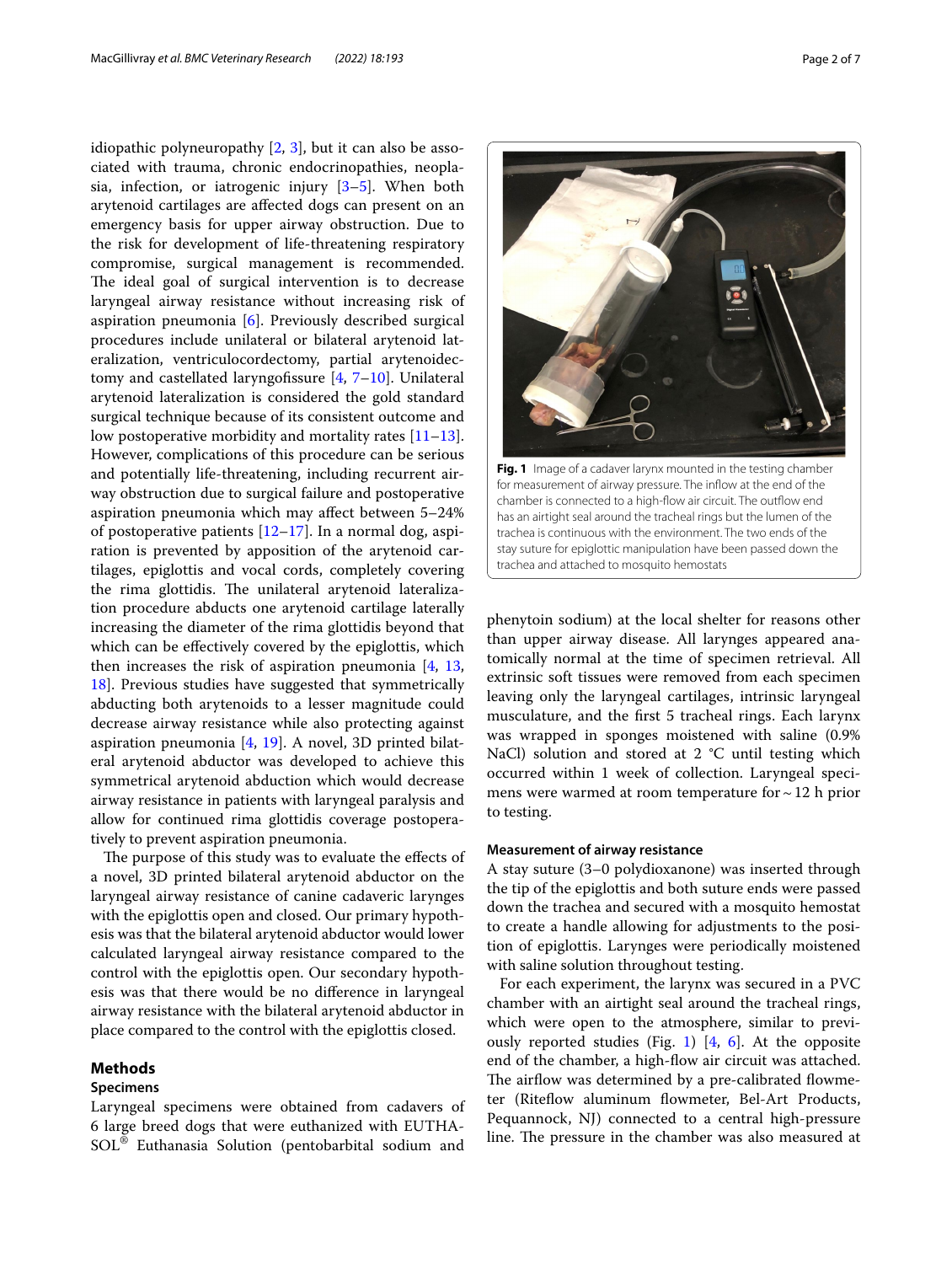idiopathic polyneuropathy [2, 3], but it can also be associated with trauma, chronic endocrinopathies, neoplasia, infection, or iatrogenic injury [3–5]. When both arytenoid cartilages are affected dogs can present on an emergency basis for upper airway obstruction. Due to the risk for development of life-threatening respiratory compromise, surgical management is recommended. The ideal goal of surgical intervention is to decrease laryngeal airway resistance without increasing risk of aspiration pneumonia [6]. Previously described surgical procedures include unilateral or bilateral arytenoid lateralization, ventriculocordectomy, partial arytenoidectomy and castellated laryngofissure [4, 7–10]. Unilateral arytenoid lateralization is considered the gold standard surgical technique because of its consistent outcome and low postoperative morbidity and mortality rates [11–13]. However, complications of this procedure can be serious and potentially life-threatening, including recurrent airway obstruction due to surgical failure and postoperative aspiration pneumonia which may affect between 5–24% of postoperative patients [12–17]. In a normal dog, aspiration is prevented by apposition of the arytenoid cartilages, epiglottis and vocal cords, completely covering the rima glottidis. The unilateral arytenoid lateralization procedure abducts one arytenoid cartilage laterally increasing the diameter of the rima glottidis beyond that which can be effectively covered by the epiglottis, which then increases the risk of aspiration pneumonia [4, 13, 18]. Previous studies have suggested that symmetrically abducting both arytenoids to a lesser magnitude could decrease airway resistance while also protecting against aspiration pneumonia [4, 19]. A novel, 3D printed bilateral arytenoid abductor was developed to achieve this symmetrical arytenoid abduction which would decrease airway resistance in patients with laryngeal paralysis and allow for continued rima glottidis coverage postoperatively to prevent aspiration pneumonia.

The purpose of this study was to evaluate the effects of a novel, 3D printed bilateral arytenoid abductor on the laryngeal airway resistance of canine cadaveric larynges with the epiglottis open and closed. Our primary hypothesis was that the bilateral arytenoid abductor would lower calculated laryngeal airway resistance compared to the control with the epiglottis open. Our secondary hypothesis was that there would be no difference in laryngeal airway resistance with the bilateral arytenoid abductor in place compared to the control with the epiglottis closed.

## Methods

### Specimens

Laryngeal specimens were obtained from cadavers of 6 large breed dogs that were euthanized with EUTHASOL® Euthanasia Solution (pentobarbital sodium and phenytoin sodium) at the local shelter for reasons other than upper airway disease. All larynges appeared anatomically normal at the time of specimen retrieval. All extrinsic soft tissues were removed from each specimen leaving only the laryngeal cartilages, intrinsic laryngeal musculature, and the first 5 tracheal rings. Each larynx was wrapped in sponges moistened with saline (0.9% NaCl) solution and stored at 2 °C until testing which occurred within 1 week of collection. Laryngeal specimens were warmed at room temperature for ~ 12 h prior to testing.

**Fig. 1** Image of a cadaver larynx mounted in the testing chamber for measurement of airway pressure. The inflow at the end of the chamber is connected to a high-flow air circuit. The outflow end has an airtight seal around the tracheal rings but the lumen of the trachea is continuous with the environment. The two ends of the stay suture for epiglottic manipulation have been passed down the trachea and attached to mosquito hemostats

### Measurement of airway resistance

A stay suture (3–0 polydioxanone) was inserted through the tip of the epiglottis and both suture ends were passed down the trachea and secured with a mosquito hemostat to create a handle allowing for adjustments to the position of epiglottis. Larynges were periodically moistened with saline solution throughout testing.

For each experiment, the larynx was secured in a PVC chamber with an airtight seal around the tracheal rings, which were open to the atmosphere, similar to previously reported studies (Fig. 1) [4, 6]. At the opposite end of the chamber, a high-flow air circuit was attached. The airflow was determined by a pre-calibrated flowmeter (Riteflow aluminum flowmeter, Bel-Art Products, Pequannock, NJ) connected to a central high-pressure line. The pressure in the chamber was also measured at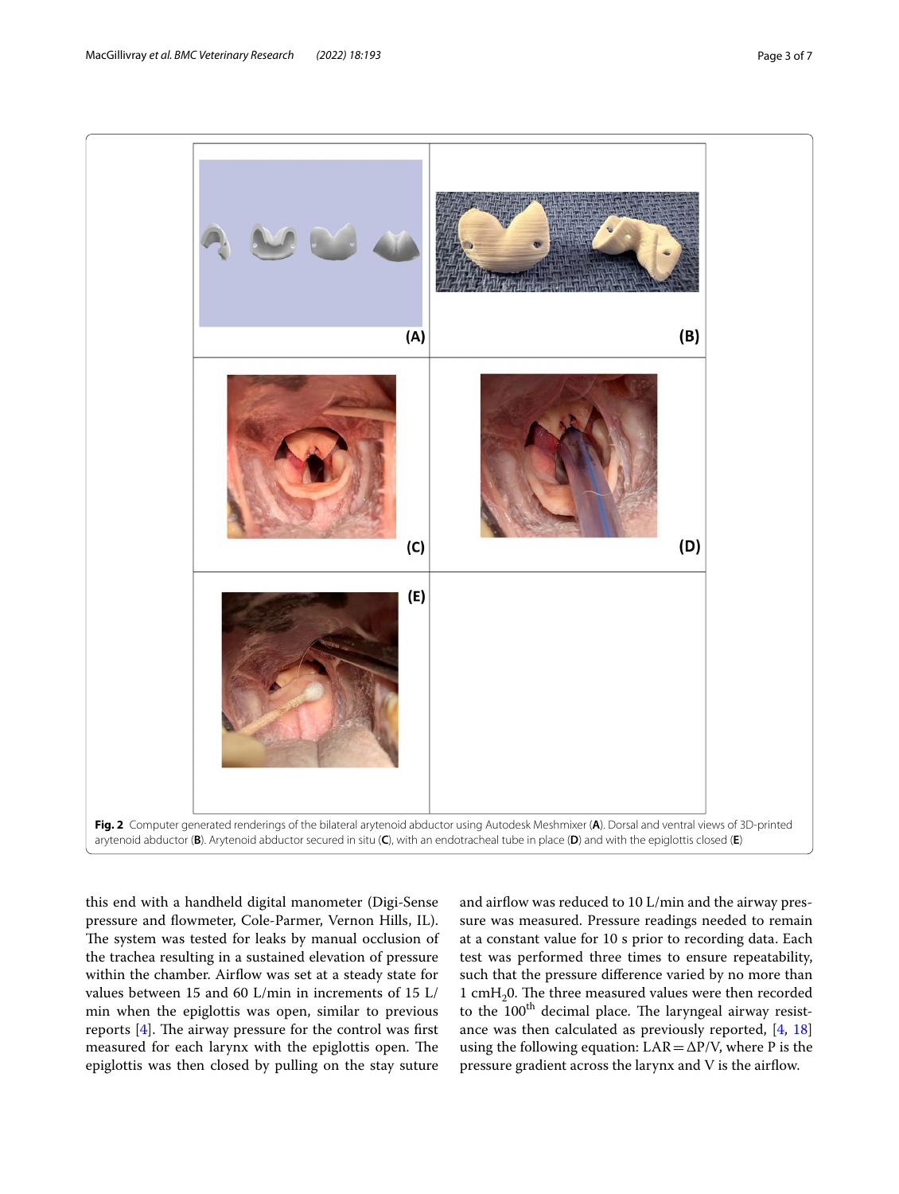**Fig. 2** Computer generated renderings of the bilateral arytenoid abductor using Autodesk Meshmixer (**A**). Dorsal and ventral views of 3D-printed arytenoid abductor (**B**). Arytenoid abductor secured in situ (**C**), with an endotracheal tube in place (**D**) and with the epiglottis closed (**E**)

this end with a handheld digital manometer (Digi-Sense pressure and flowmeter, Cole-Parmer, Vernon Hills, IL). The system was tested for leaks by manual occlusion of the trachea resulting in a sustained elevation of pressure within the chamber. Airflow was set at a steady state for values between 15 and 60 L/min in increments of 15 L/min when the epiglottis was open, similar to previous reports [4]. The airway pressure for the control was first measured for each larynx with the epiglottis open. The epiglottis was then closed by pulling on the stay suture and airflow was reduced to 10 L/min and the airway pressure was measured. Pressure readings needed to remain at a constant value for 10 s prior to recording data. Each test was performed three times to ensure repeatability, such that the pressure difference varied by no more than 1 $cmH_20$. The three measured values were then recorded to the $100^{th}$ decimal place. The laryngeal airway resistance was then calculated as previously reported, [4, 18] using the following equation: $LAR = \Delta P/V$, where P is the pressure gradient across the larynx and V is the airflow.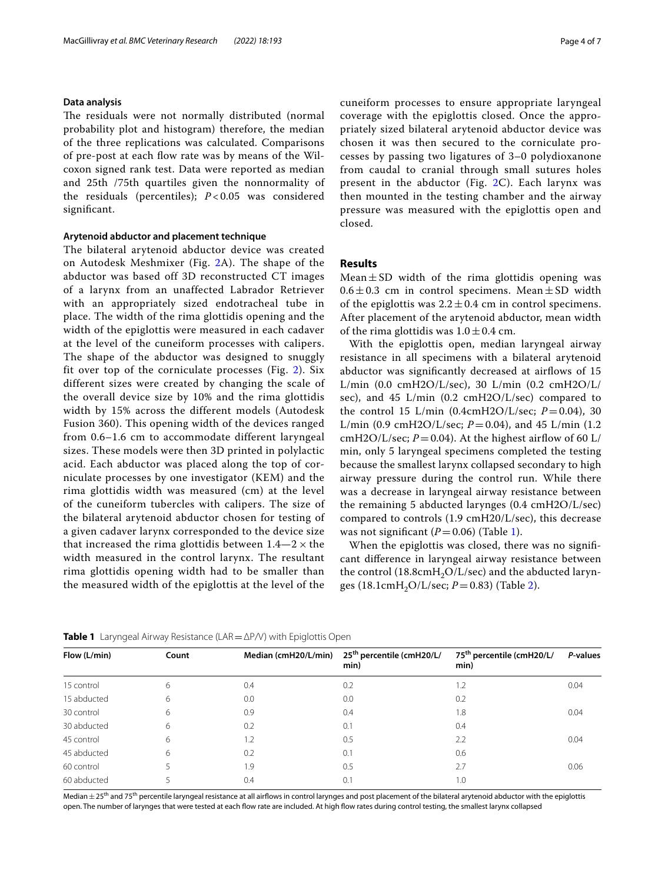### Data analysis

The residuals were not normally distributed (normal probability plot and histogram) therefore, the median of the three replications was calculated. Comparisons of pre-post at each flow rate was by means of the Wilcoxon signed rank test. Data were reported as median and 25th /75th quartiles given the nonnormality of the residuals (percentiles); $P < 0.05$ was considered significant.

### Arytenoid abductor and placement technique

The bilateral arytenoid abductor device was created on Autodesk Meshmixer (Fig. 2A). The shape of the abductor was based off 3D reconstructed CT images of a larynx from an unaffected Labrador Retriever with an appropriately sized endotracheal tube in place. The width of the rima glottidis opening and the width of the epiglottis were measured in each cadaver at the level of the cuneiform processes with calipers. The shape of the abductor was designed to snuggly fit over top of the corniculate processes (Fig. 2). Six different sizes were created by changing the scale of the overall device size by 10% and the rima glottidis width by 15% across the different models (Autodesk Fusion 360). This opening width of the devices ranged from 0.6–1.6 cm to accommodate different laryngeal sizes. These models were then 3D printed in polylactic acid. Each abductor was placed along the top of corniculate processes by one investigator (KEM) and the rima glottidis width was measured (cm) at the level of the cuneiform tubercles with calipers. The size of the bilateral arytenoid abductor chosen for testing of a given cadaver larynx corresponded to the device size that increased the rima glottidis between 1.4—2 × the width measured in the control larynx. The resultant rima glottidis opening width had to be smaller than the measured width of the epiglottis at the level of the cuneiform processes to ensure appropriate laryngeal coverage with the epiglottis closed. Once the appropriately sized bilateral arytenoid abductor device was chosen it was then secured to the corniculate processes by passing two ligatures of 3–0 polydioxanone from caudal to cranial through small sutures holes present in the abductor (Fig. 2C). Each larynx was then mounted in the testing chamber and the airway pressure was measured with the epiglottis open and closed.

## Results

Mean ± SD width of the rima glottidis opening was 0.6 ± 0.3 cm in control specimens. Mean ± SD width of the epiglottis was 2.2 ± 0.4 cm in control specimens. After placement of the arytenoid abductor, mean width of the rima glottis was 1.0 ± 0.4 cm.

With the epiglottis open, median laryngeal airway resistance in all specimens with a bilateral arytenoid abductor was significantly decreased at airflows of 15 L/min (0.0 cmH2O/L/sec), 30 L/min (0.2 cmH2O/L/sec), and 45 L/min (0.2 cmH2O/L/sec) compared to the control 15 L/min (0.4cmH2O/L/sec; $P = 0.04$), 30 L/min (0.9 cmH2O/L/sec; $P = 0.04$), and 45 L/min (1.2 cmH2O/L/sec; $P = 0.04$). At the highest airflow of 60 L/min, only 5 laryngeal specimens completed the testing because the smallest larynx collapsed secondary to high airway pressure during the control run. While there was a decrease in laryngeal airway resistance between the remaining 5 abducted larynges (0.4 cmH2O/L/sec) compared to controls (1.9 cmH20/L/sec), this decrease was not significant ($P = 0.06$) (Table 1).

When the epiglottis was closed, there was no significant difference in laryngeal airway resistance between the control (18.8cm$H_2O$/L/sec) and the abducted larynges (18.1cm$H_2O$/L/sec; $P = 0.83$) (Table 2).

**Table 1** Laryngeal Airway Resistance (LAR = ΔP/V) with Epiglottis Open

| Flow (L/min) | Count | Median (cmH20/L/min) | 25[th] percentile (cmH20/L/min) | 75[th] percentile (cmH20/L/min) | P-values |
|---|---|---|---|---|---|
| 15 control | 6 | 0.4 | 0.2 | 1.2 | 0.04 |
| 15 abducted | 6 | 0.0 | 0.0 | 0.2 | |
| 30 control | 6 | 0.9 | 0.4 | 1.8 | 0.04 |
| 30 abducted | 6 | 0.2 | 0.1 | 0.4 | |
| 45 control | 6 | 1.2 | 0.5 | 2.2 | 0.04 |
| 45 abducted | 6 | 0.2 | 0.1 | 0.6 | |
| 60 control | 5 | 1.9 | 0.5 | 2.7 | 0.06 |
| 60 abducted | 5 | 0.4 | 0.1 | 1.0 | |

Median ± 25[th] and 75[th] percentile laryngeal resistance at all airflows in control larynges and post placement of the bilateral arytenoid abductor with the epiglottis open. The number of larynges that were tested at each flow rate are included. At high flow rates during control testing, the smallest larynx collapsed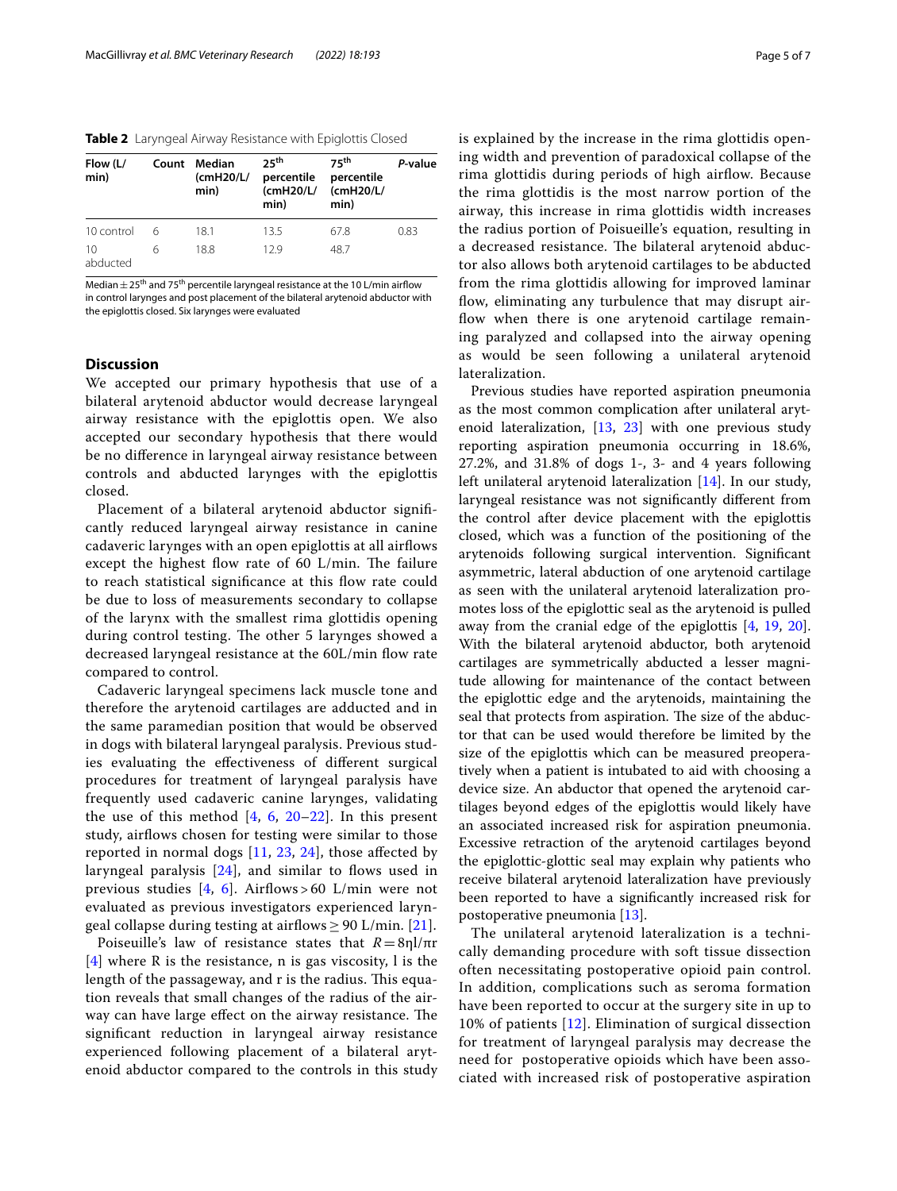**Table 2** Laryngeal Airway Resistance with Epiglottis Closed

| Flow (L/min) | Count | Median (cmH20/L/min) | 25th percentile (cmH20/L/min) | 75th percentile (cmH20/L/min) | *P*-value |
|---|---|---|---|---|---|
| 10 control | 6 | 18.1 | 13.5 | 67.8 | 0.83 |
| 10 abducted | 6 | 18.8 | 12.9 | 48.7 | |

Median ± 25th and 75th percentile laryngeal resistance at the 10 L/min airflow in control larynges and post placement of the bilateral arytenoid abductor with the epiglottis closed. Six larynges were evaluated

## Discussion

We accepted our primary hypothesis that use of a bilateral arytenoid abductor would decrease laryngeal airway resistance with the epiglottis open. We also accepted our secondary hypothesis that there would be no difference in laryngeal airway resistance between controls and abducted larynges with the epiglottis closed.

Placement of a bilateral arytenoid abductor significantly reduced laryngeal airway resistance in canine cadaveric larynges with an open epiglottis at all airflows except the highest flow rate of 60 L/min. The failure to reach statistical significance at this flow rate could be due to loss of measurements secondary to collapse of the larynx with the smallest rima glottidis opening during control testing. The other 5 larynges showed a decreased laryngeal resistance at the 60L/min flow rate compared to control.

Cadaveric laryngeal specimens lack muscle tone and therefore the arytenoid cartilages are adducted and in the same paramedian position that would be observed in dogs with bilateral laryngeal paralysis. Previous studies evaluating the effectiveness of different surgical procedures for treatment of laryngeal paralysis have frequently used cadaveric canine larynges, validating the use of this method [4, 6, 20–22]. In this present study, airflows chosen for testing were similar to those reported in normal dogs [11, 23, 24], those affected by laryngeal paralysis [24], and similar to flows used in previous studies [4, 6]. Airflows > 60 L/min were not evaluated as previous investigators experienced laryngeal collapse during testing at airflows ≥ 90 L/min. [21].

Poiseuille's law of resistance states that $R = 8\eta l/\pi r$ [4] where R is the resistance, n is gas viscosity, l is the length of the passageway, and r is the radius. This equation reveals that small changes of the radius of the airway can have large effect on the airway resistance. The significant reduction in laryngeal airway resistance experienced following placement of a bilateral arytenoid abductor compared to the controls in this study is explained by the increase in the rima glottidis opening width and prevention of paradoxical collapse of the rima glottidis during periods of high airflow. Because the rima glottidis is the most narrow portion of the airway, this increase in rima glottidis width increases the radius portion of Poisueille's equation, resulting in a decreased resistance. The bilateral arytenoid abductor also allows both arytenoid cartilages to be abducted from the rima glottidis allowing for improved laminar flow, eliminating any turbulence that may disrupt airflow when there is one arytenoid cartilage remaining paralyzed and collapsed into the airway opening as would be seen following a unilateral arytenoid lateralization.

Previous studies have reported aspiration pneumonia as the most common complication after unilateral arytenoid lateralization, [13, 23] with one previous study reporting aspiration pneumonia occurring in 18.6%, 27.2%, and 31.8% of dogs 1-, 3- and 4 years following left unilateral arytenoid lateralization [14]. In our study, laryngeal resistance was not significantly different from the control after device placement with the epiglottis closed, which was a function of the positioning of the arytenoids following surgical intervention. Significant asymmetric, lateral abduction of one arytenoid cartilage as seen with the unilateral arytenoid lateralization promotes loss of the epiglottic seal as the arytenoid is pulled away from the cranial edge of the epiglottis [4, 19, 20]. With the bilateral arytenoid abductor, both arytenoid cartilages are symmetrically abducted a lesser magnitude allowing for maintenance of the contact between the epiglottic edge and the arytenoids, maintaining the seal that protects from aspiration. The size of the abductor that can be used would therefore be limited by the size of the epiglottis which can be measured preoperatively when a patient is intubated to aid with choosing a device size. An abductor that opened the arytenoid cartilages beyond edges of the epiglottis would likely have an associated increased risk for aspiration pneumonia. Excessive retraction of the arytenoid cartilages beyond the epiglottic-glottic seal may explain why patients who receive bilateral arytenoid lateralization have previously been reported to have a significantly increased risk for postoperative pneumonia [13].

The unilateral arytenoid lateralization is a technically demanding procedure with soft tissue dissection often necessitating postoperative opioid pain control. In addition, complications such as seroma formation have been reported to occur at the surgery site in up to 10% of patients [12]. Elimination of surgical dissection for treatment of laryngeal paralysis may decrease the need for postoperative opioids which have been associated with increased risk of postoperative aspiration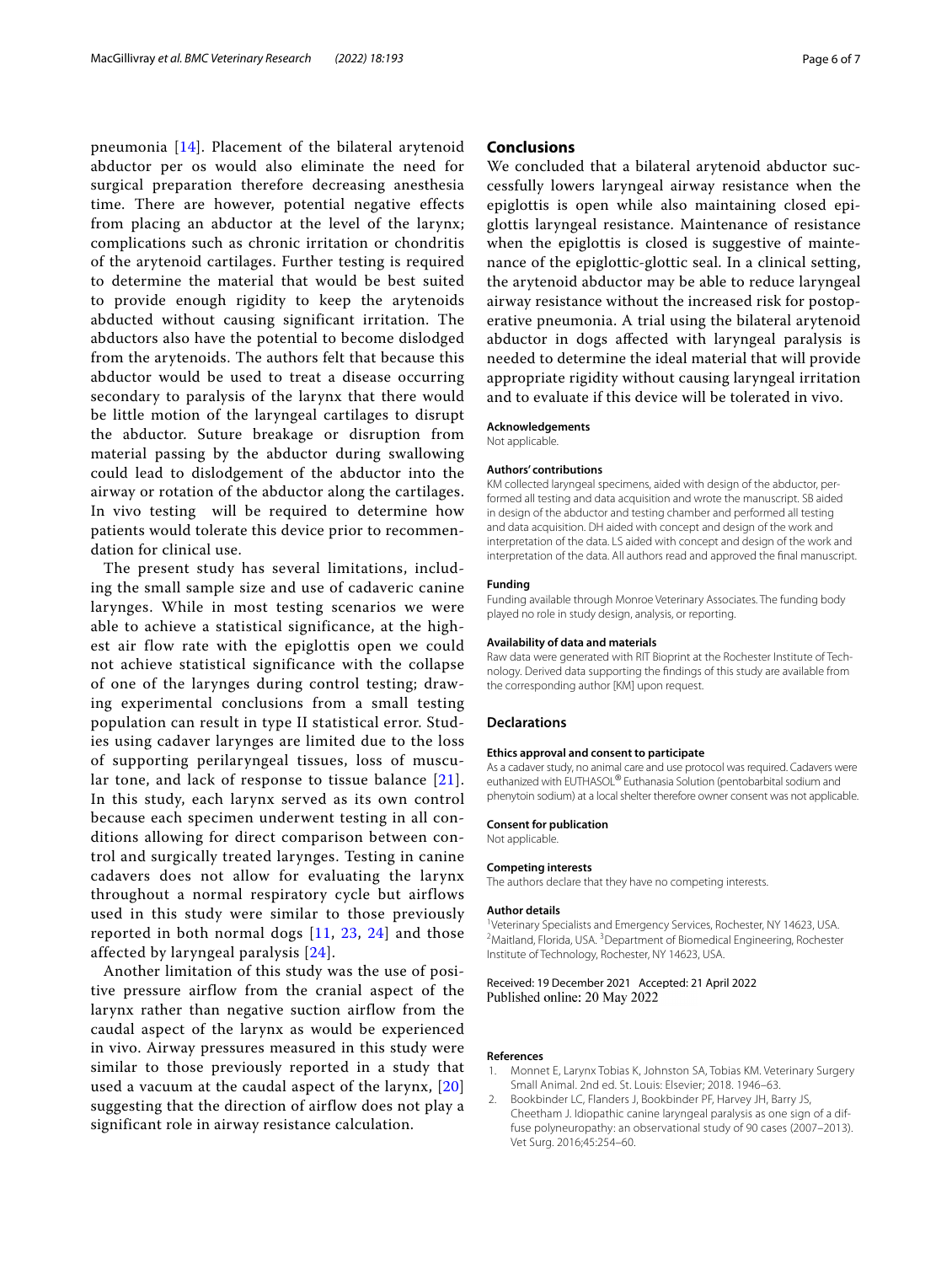pneumonia [14]. Placement of the bilateral arytenoid abductor per os would also eliminate the need for surgical preparation therefore decreasing anesthesia time. There are however, potential negative effects from placing an abductor at the level of the larynx; complications such as chronic irritation or chondritis of the arytenoid cartilages. Further testing is required to determine the material that would be best suited to provide enough rigidity to keep the arytenoids abducted without causing significant irritation. The abductors also have the potential to become dislodged from the arytenoids. The authors felt that because this abductor would be used to treat a disease occurring secondary to paralysis of the larynx that there would be little motion of the laryngeal cartilages to disrupt the abductor. Suture breakage or disruption from material passing by the abductor during swallowing could lead to dislodgement of the abductor into the airway or rotation of the abductor along the cartilages. In vivo testing will be required to determine how patients would tolerate this device prior to recommendation for clinical use.

The present study has several limitations, including the small sample size and use of cadaveric canine larynges. While in most testing scenarios we were able to achieve a statistical significance, at the highest air flow rate with the epiglottis open we could not achieve statistical significance with the collapse of one of the larynges during control testing; drawing experimental conclusions from a small testing population can result in type II statistical error. Studies using cadaver larynges are limited due to the loss of supporting perilaryngeal tissues, loss of muscular tone, and lack of response to tissue balance [21]. In this study, each larynx served as its own control because each specimen underwent testing in all conditions allowing for direct comparison between control and surgically treated larynges. Testing in canine cadavers does not allow for evaluating the larynx throughout a normal respiratory cycle but airflows used in this study were similar to those previously reported in both normal dogs [11, 23, 24] and those affected by laryngeal paralysis [24].

Another limitation of this study was the use of positive pressure airflow from the cranial aspect of the larynx rather than negative suction airflow from the caudal aspect of the larynx as would be experienced in vivo. Airway pressures measured in this study were similar to those previously reported in a study that used a vacuum at the caudal aspect of the larynx, [20] suggesting that the direction of airflow does not play a significant role in airway resistance calculation.

## Conclusions

We concluded that a bilateral arytenoid abductor successfully lowers laryngeal airway resistance when the epiglottis is open while also maintaining closed epiglottis laryngeal resistance. Maintenance of resistance when the epiglottis is closed is suggestive of maintenance of the epiglottic-glottic seal. In a clinical setting, the arytenoid abductor may be able to reduce laryngeal airway resistance without the increased risk for postoperative pneumonia. A trial using the bilateral arytenoid abductor in dogs affected with laryngeal paralysis is needed to determine the ideal material that will provide appropriate rigidity without causing laryngeal irritation and to evaluate if this device will be tolerated in vivo.

#### Acknowledgements

Not applicable.

#### Authors' contributions

KM collected laryngeal specimens, aided with design of the abductor, performed all testing and data acquisition and wrote the manuscript. SB aided in design of the abductor and testing chamber and performed all testing and data acquisition. DH aided with concept and design of the work and interpretation of the data. LS aided with concept and design of the work and interpretation of the data. All authors read and approved the final manuscript.

#### Funding

Funding available through Monroe Veterinary Associates. The funding body played no role in study design, analysis, or reporting.

#### Availability of data and materials

Raw data were generated with RIT Bioprint at the Rochester Institute of Technology. Derived data supporting the findings of this study are available from the corresponding author [KM] upon request.

### Declarations

#### Ethics approval and consent to participate

As a cadaver study, no animal care and use protocol was required. Cadavers were euthanized with EUTHASOL® Euthanasia Solution (pentobarbital sodium and phenytoin sodium) at a local shelter therefore owner consent was not applicable.

#### Consent for publication

Not applicable.

#### Competing interests

The authors declare that they have no competing interests.

#### Author details

[1]Veterinary Specialists and Emergency Services, Rochester, NY 14623, USA. [2]Maitland, Florida, USA. [3]Department of Biomedical Engineering, Rochester Institute of Technology, Rochester, NY 14623, USA.

Received: 19 December 2021 Accepted: 21 April 2022
Published online: 20 May 2022

#### References

1. Monnet E, Larynx Tobias K, Johnston SA, Tobias KM. Veterinary Surgery Small Animal. 2nd ed. St. Louis: Elsevier; 2018. 1946–63.
2. Bookbinder LC, Flanders J, Bookbinder PF, Harvey JH, Barry JS, Cheetham J. Idiopathic canine laryngeal paralysis as one sign of a diffuse polyneuropathy: an observational study of 90 cases (2007–2013). Vet Surg. 2016;45:254–60.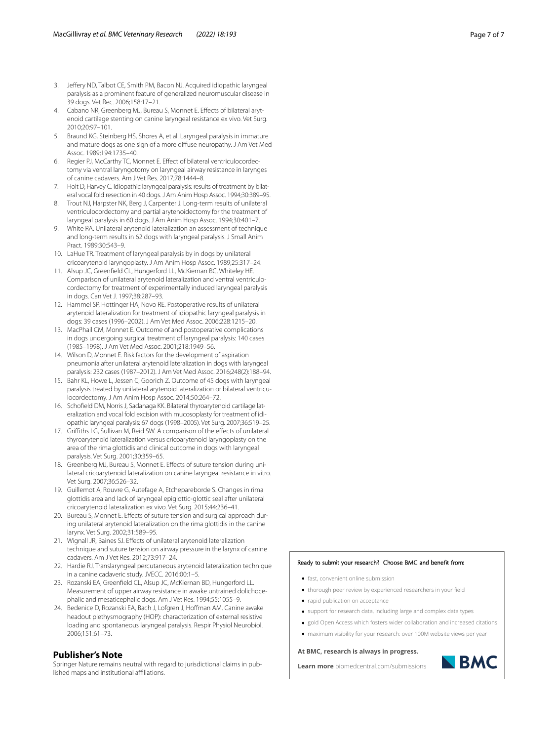3. Jeffery ND, Talbot CE, Smith PM, Bacon NJ. Acquired idiopathic laryngeal paralysis as a prominent feature of generalized neuromuscular disease in 39 dogs. Vet Rec. 2006;158:17–21.
4. Cabano NR, Greenberg MJ, Bureau S, Monnet E. Effects of bilateral arytenoid cartilage stenting on canine laryngeal resistance ex vivo. Vet Surg. 2010;20:97–101.
5. Braund KG, Steinberg HS, Shores A, et al. Laryngeal paralysis in immature and mature dogs as one sign of a more diffuse neuropathy. J Am Vet Med Assoc. 1989;194:1735–40.
6. Regier PJ, McCarthy TC, Monnet E. Effect of bilateral ventriculocordectomy via ventral laryngotomy on laryngeal airway resistance in larynges of canine cadavers. Am J Vet Res. 2017;78:1444–8.
7. Holt D, Harvey C. Idiopathic laryngeal paralysis: results of treatment by bilateral vocal fold resection in 40 dogs. J Am Anim Hosp Assoc. 1994;30:389–95.
8. Trout NJ, Harpster NK, Berg J, Carpenter J. Long-term results of unilateral ventriculocordectomy and partial arytenoidectomy for the treatment of laryngeal paralysis in 60 dogs. J Am Anim Hosp Assoc. 1994;30:401–7.
9. White RA. Unilateral arytenoid lateralization an assessment of technique and long-term results in 62 dogs with laryngeal paralysis. J Small Anim Pract. 1989;30:543–9.
10. LaHue TR. Treatment of laryngeal paralysis by in dogs by unilateral cricoarytenoid laryngoplasty. J Am Anim Hosp Assoc. 1989;25:317–24.
11. Alsup JC, Greenfield CL, Hungerford LL, McKiernan BC, Whiteley HE. Comparison of unilateral arytenoid lateralization and ventral ventriculocordectomy for treatment of experimentally induced laryngeal paralysis in dogs. Can Vet J. 1997;38:287–93.
12. Hammel SP, Hottinger HA, Novo RE. Postoperative results of unilateral arytenoid lateralization for treatment of idiopathic laryngeal paralysis in dogs: 39 cases (1996–2002). J Am Vet Med Assoc. 2006;228:1215–20.
13. MacPhail CM, Monnet E. Outcome of and postoperative complications in dogs undergoing surgical treatment of laryngeal paralysis: 140 cases (1985–1998). J Am Vet Med Assoc. 2001;218:1949–56.
14. Wilson D, Monnet E. Risk factors for the development of aspiration pneumonia after unilateral arytenoid lateralization in dogs with laryngeal paralysis: 232 cases (1987–2012). J Am Vet Med Assoc. 2016;248(2):188–94.
15. Bahr KL, Howe L, Jessen C, Goorich Z. Outcome of 45 dogs with laryngeal paralysis treated by unilateral arytenoid lateralization or bilateral ventriculocordectomy. J Am Anim Hosp Assoc. 2014;50:264–72.
16. Schofield DM, Norris J, Sadanaga KK. Bilateral thyroarytenoid cartilage lateralization and vocal fold excision with mucosoplasty for treatment of idiopathic laryngeal paralysis: 67 dogs (1998–2005). Vet Surg. 2007;36:519–25.
17. Griffiths LG, Sullivan M, Reid SW. A comparison of the effects of unilateral thyroarytenoid lateralization versus cricoarytenoid laryngoplasty on the area of the rima glottidis and clinical outcome in dogs with laryngeal paralysis. Vet Surg. 2001;30:359–65.
18. Greenberg MJ, Bureau S, Monnet E. Effects of suture tension during unilateral cricoarytenoid lateralization on canine laryngeal resistance in vitro. Vet Surg. 2007;36:526–32.
19. Guillemot A, Rouvre G, Autefage A, Etchepareborde S. Changes in rima glottidis area and lack of laryngeal epiglottic-glottic seal after unilateral cricoarytenoid lateralization ex vivo. Vet Surg. 2015;44:236–41.
20. Bureau S, Monnet E. Effects of suture tension and surgical approach during unilateral arytenoid lateralization on the rima glottidis in the canine larynx. Vet Surg. 2002;31:589–95.
21. Wignall JR, Baines SJ. Effects of unilateral arytenoid lateralization technique and suture tension on airway pressure in the larynx of canine cadavers. Am J Vet Res. 2012;73:917–24.
22. Hardie RJ. Translaryngeal percutaneous arytenoid lateralization technique in a canine cadaveric study. JVECC. 2016;00:1–5.
23. Rozanski EA, Greenfield CL, Alsup JC, McKiernan BD, Hungerford LL. Measurement of upper airway resistance in awake untrained dolichocephalic and mesaticephalic dogs. Am J Vet Res. 1994;55:1055–9.
24. Bedenice D, Rozanski EA, Bach J, Lofgren J, Hoffman AM. Canine awake headout plethysmography (HOP): characterization of external resistive loading and spontaneous laryngeal paralysis. Respir Physiol Neurobiol. 2006;151:61–73.

## Publisher's Note

Springer Nature remains neutral with regard to jurisdictional claims in published maps and institutional affiliations.

Ready to submit your research? Choose BMC and benefit from:

- fast, convenient online submission
- thorough peer review by experienced researchers in your field
- rapid publication on acceptance
- support for research data, including large and complex data types
- gold Open Access which fosters wider collaboration and increased citations
- maximum visibility for your research: over 100M website views per year

**At BMC, research is always in progress.**

**Learn more** biomedcentral.com/submissions

BMC